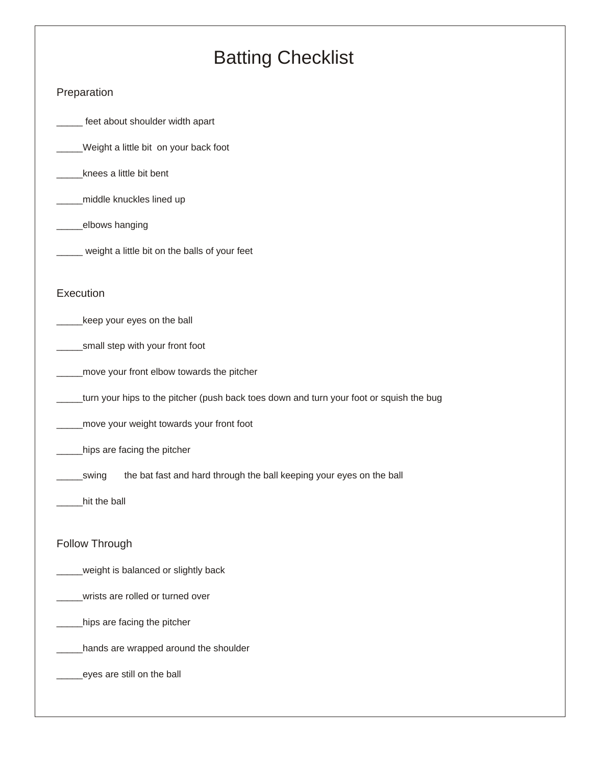# Batting Checklist

## Preparation

_____ feet about shoulder width apart

_____Weight a little bit  on your back foot

_____knees a little bit bent

_____middle knuckles lined up

_____elbows hanging

_____ weight a little bit on the balls of your feet

## Execution

_____keep your eyes on the ball

_____small step with your front foot

_____move your front elbow towards the pitcher

_____turn your hips to the pitcher (push back toes down and turn your foot or squish the bug

_____move your weight towards your front foot

_____hips are facing the pitcher

_____swing    the bat fast and hard through the ball keeping your eyes on the ball

_____hit the ball

## Follow Through

_____weight is balanced or slightly back

_____wrists are rolled or turned over

_____hips are facing the pitcher

_____hands are wrapped around the shoulder

_____eyes are still on the ball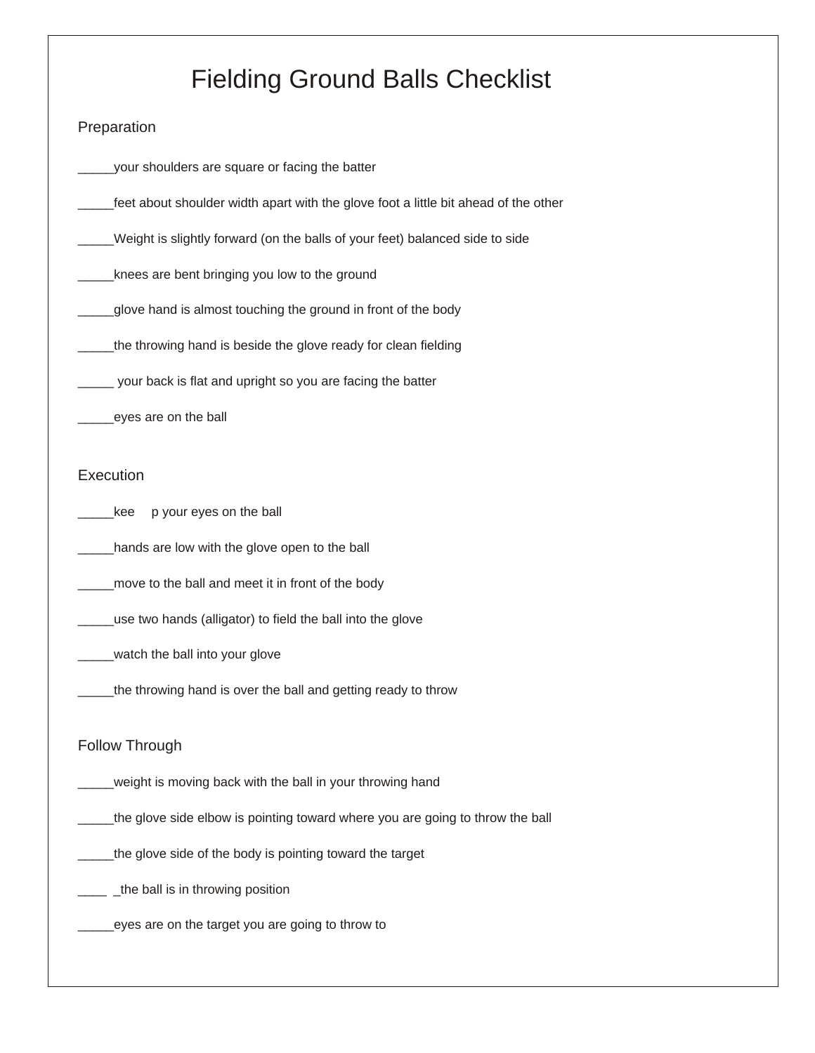# Fielding Ground Balls Checklist

## Preparation

_____your shoulders are square or facing the batter

_____feet about shoulder width apart with the glove foot a little bit ahead of the other

_____Weight is slightly forward (on the balls of your feet) balanced side to side

_____knees are bent bringing you low to the ground

_____glove hand is almost touching the ground in front of the body

_____the throwing hand is beside the glove ready for clean fielding

_____ your back is flat and upright so you are facing the batter

_____eyes are on the ball

## Execution

_____kee p your eyes on the ball

_____hands are low with the glove open to the ball

_____move to the ball and meet it in front of the body

_____use two hands (alligator) to field the ball into the glove

_____watch the ball into your glove

_____the throwing hand is over the ball and getting ready to throw

## Follow Through

_____weight is moving back with the ball in your throwing hand

_____the glove side elbow is pointing toward where you are going to throw the ball

_____the glove side of the body is pointing toward the target

____ _the ball is in throwing position

_____eyes are on the target you are going to throw to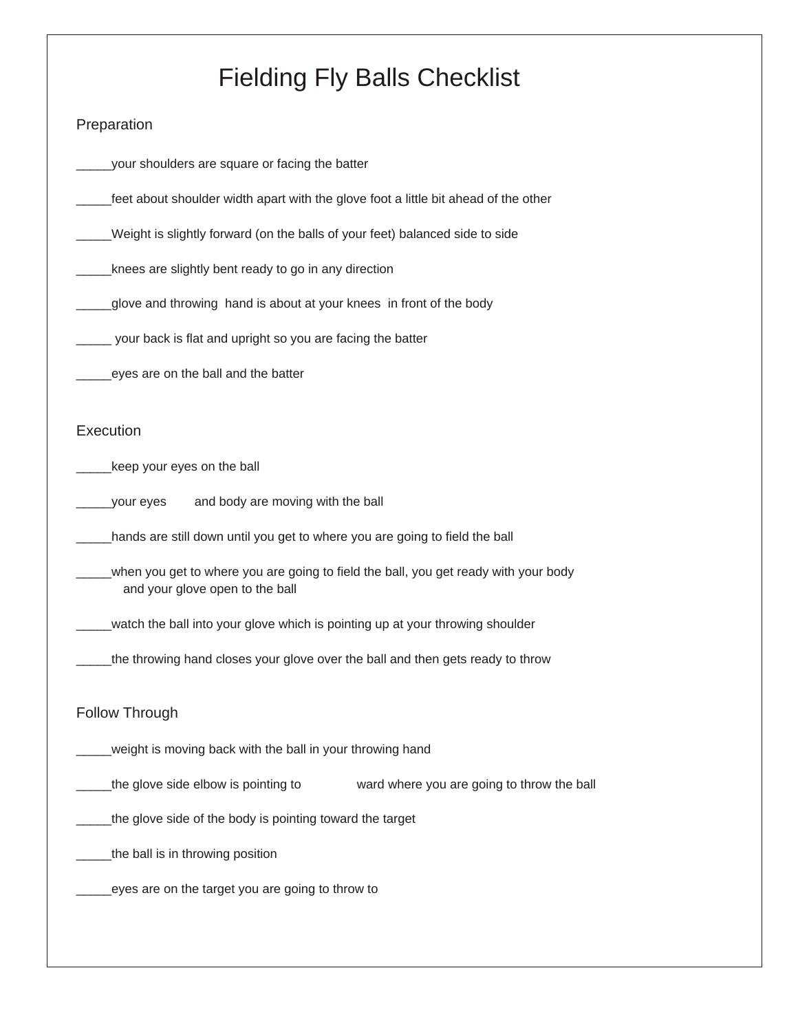# Fielding Fly Balls Checklist

## Preparation

_____your shoulders are square or facing the batter

_____feet about shoulder width apart with the glove foot a little bit ahead of the other

_____Weight is slightly forward (on the balls of your feet) balanced side to side

_____knees are slightly bent ready to go in any direction

_____glove and throwing hand is about at your knees in front of the body

_____ your back is flat and upright so you are facing the batter

_____eyes are on the ball and the batter

## Execution

_____keep your eyes on the ball

_____your eyes and body are moving with the ball

_____hands are still down until you get to where you are going to field the ball

_____when you get to where you are going to field the ball, you get ready with your body and your glove open to the ball

_____watch the ball into your glove which is pointing up at your throwing shoulder

_____the throwing hand closes your glove over the ball and then gets ready to throw

## Follow Through

_____weight is moving back with the ball in your throwing hand

_____the glove side elbow is pointing to ward where you are going to throw the ball

_____the glove side of the body is pointing toward the target

_____the ball is in throwing position

_____eyes are on the target you are going to throw to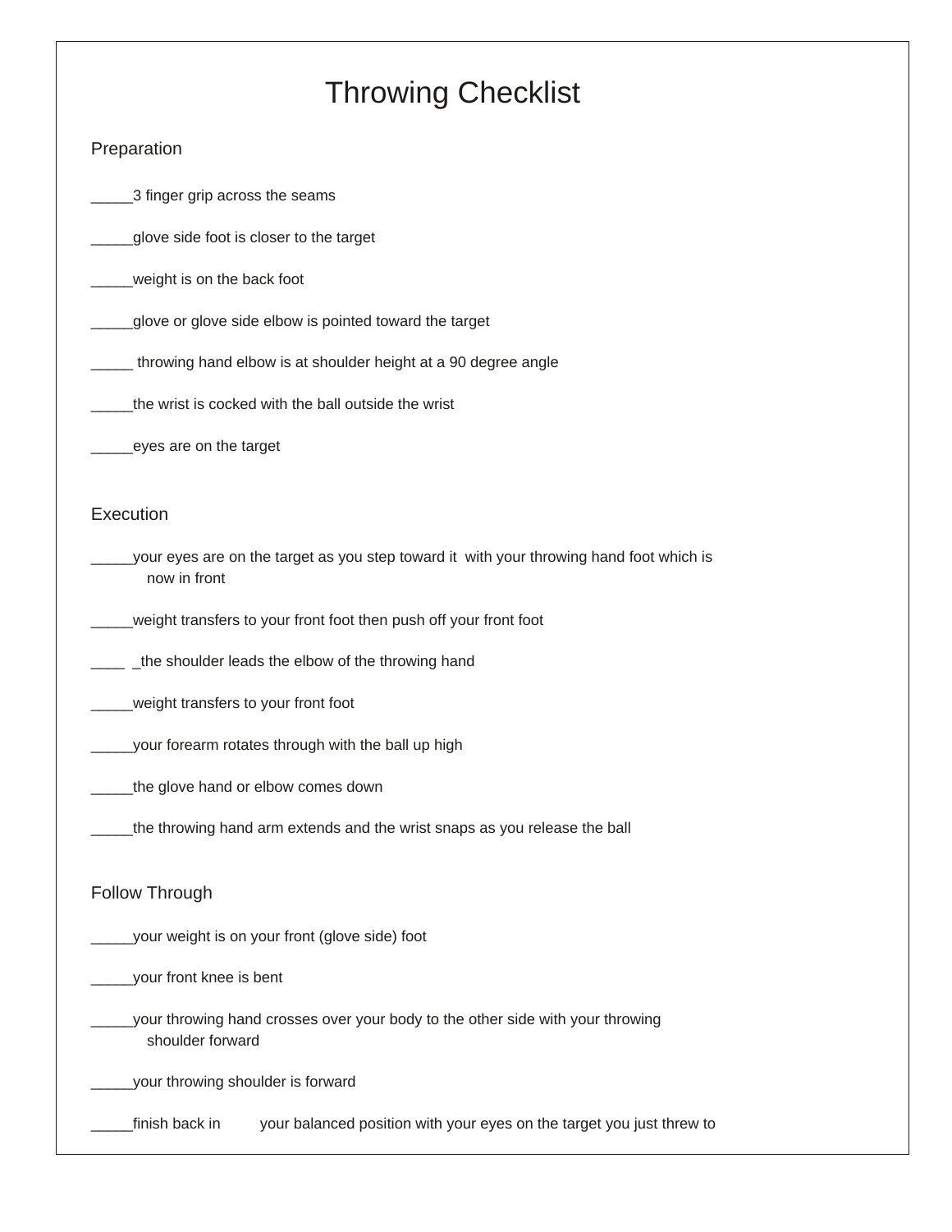# Throwing Checklist

## Preparation

_____3 finger grip across the seams

_____glove side foot is closer to the target

_____weight is on the back foot

_____glove or glove side elbow is pointed toward the target

_____ throwing hand elbow is at shoulder height at a 90 degree angle

_____the wrist is cocked with the ball outside the wrist

_____eyes are on the target

## Execution

_____your eyes are on the target as you step toward it with your throwing hand foot which is now in front

_____weight transfers to your front foot then push off your front foot

____ _the shoulder leads the elbow of the throwing hand

_____weight transfers to your front foot

_____your forearm rotates through with the ball up high

_____the glove hand or elbow comes down

_____the throwing hand arm extends and the wrist snaps as you release the ball

## Follow Through

_____your weight is on your front (glove side) foot

_____your front knee is bent

_____your throwing hand crosses over your body to the other side with your throwing shoulder forward

_____your throwing shoulder is forward

_____finish back in your balanced position with your eyes on the target you just threw to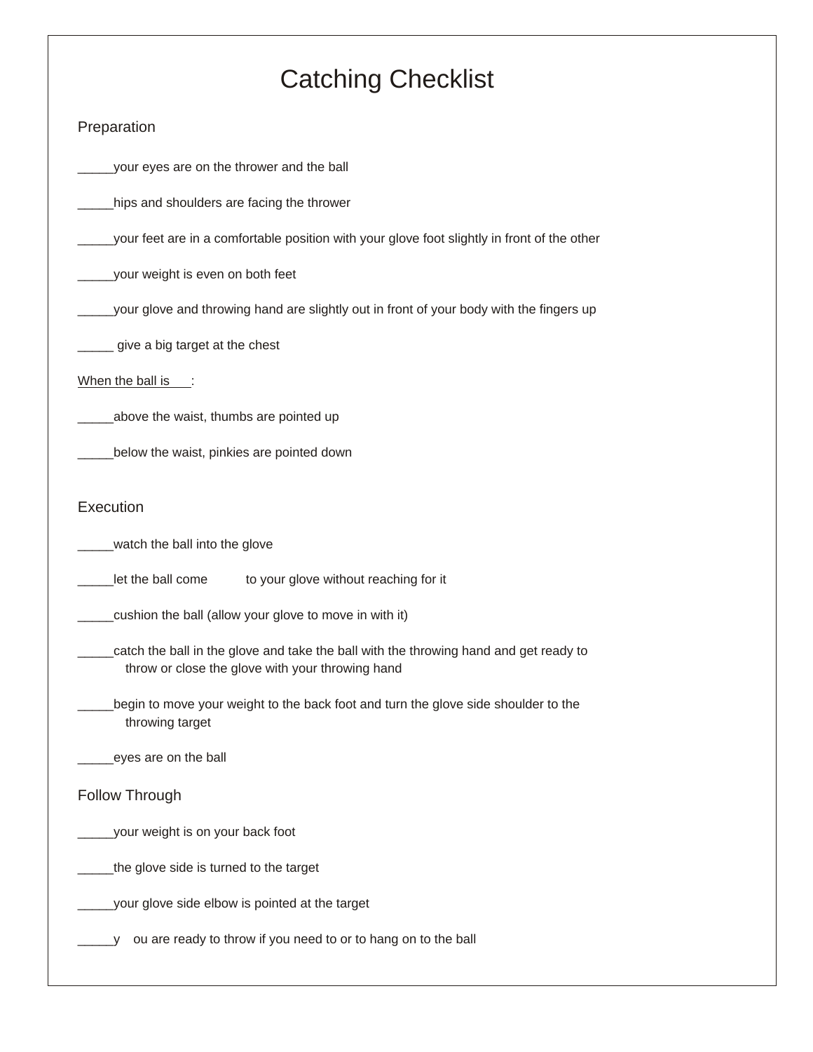# Catching Checklist

## Preparation

_____your eyes are on the thrower and the ball

_____hips and shoulders are facing the thrower

_____your feet are in a comfortable position with your glove foot slightly in front of the other

_____your weight is even on both feet

_____your glove and throwing hand are slightly out in front of your body with the fingers up

_____ give a big target at the chest

When the ball is :

_____above the waist, thumbs are pointed up

_____below the waist, pinkies are pointed down

## Execution

_____watch the ball into the glove

_____let the ball come to your glove without reaching for it

_____cushion the ball (allow your glove to move in with it)

_____catch the ball in the glove and take the ball with the throwing hand and get ready to throw or close the glove with your throwing hand

_____begin to move your weight to the back foot and turn the glove side shoulder to the throwing target

_____eyes are on the ball

## Follow Through

_____your weight is on your back foot

_____the glove side is turned to the target

_____your glove side elbow is pointed at the target

_____you are ready to throw if you need to or to hang on to the ball